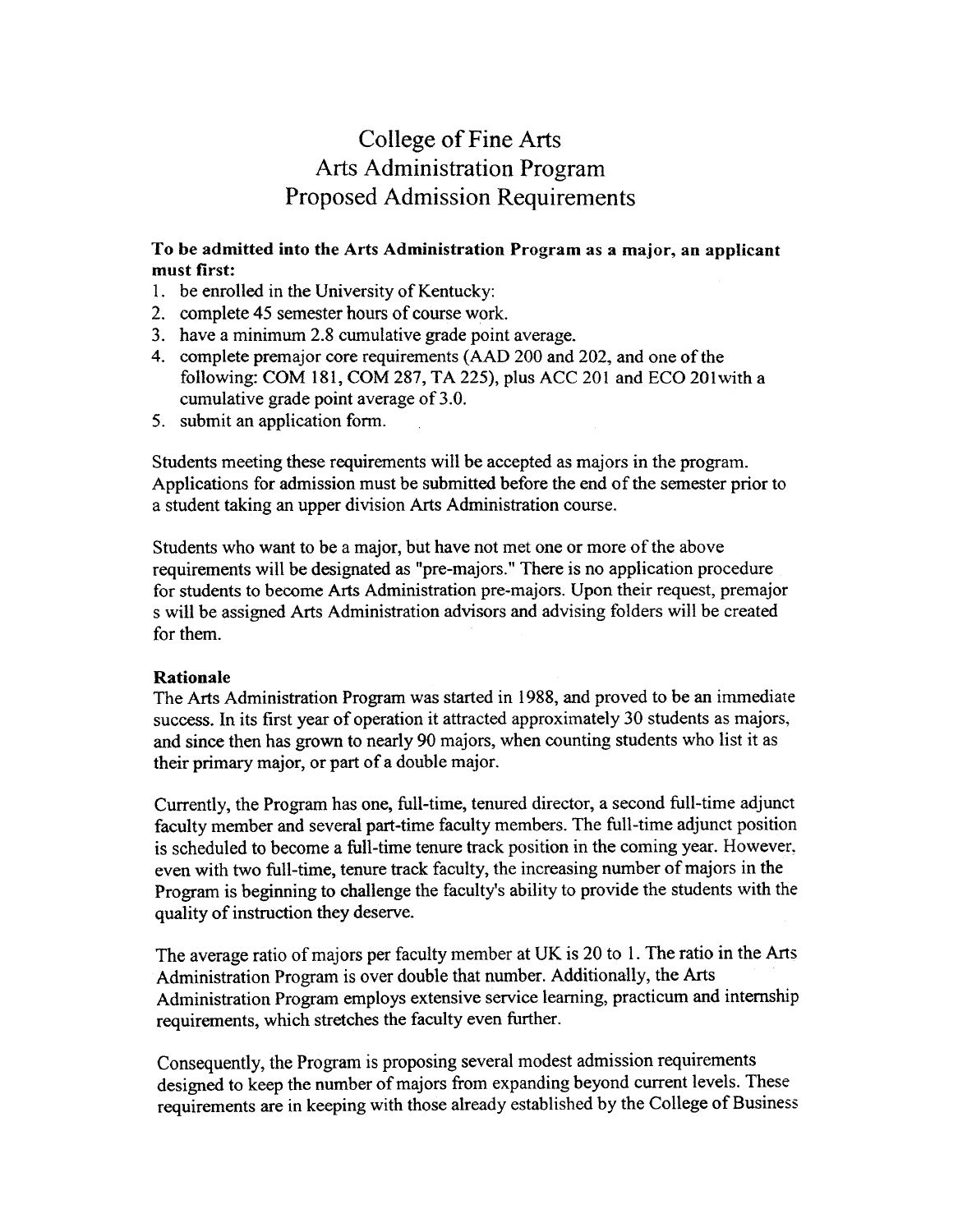# College of Fine Arts
# Arts Administration Program
# Proposed Admission Requirements

**To be admitted into the Arts Administration Program as a major, an applicant must first:**

1. be enrolled in the University of Kentucky:
2. complete 45 semester hours of course work.
3. have a minimum 2.8 cumulative grade point average.
4. complete premajor core requirements (AAD 200 and 202, and one of the following: COM 181, COM 287, TA 225), plus ACC 201 and ECO 201with a cumulative grade point average of 3.0.
5. submit an application form.

Students meeting these requirements will be accepted as majors in the program. Applications for admission must be submitted before the end of the semester prior to a student taking an upper division Arts Administration course.

Students who want to be a major, but have not met one or more of the above requirements will be designated as "pre-majors." There is no application procedure for students to become Arts Administration pre-majors. Upon their request, premajor s will be assigned Arts Administration advisors and advising folders will be created for them.

**Rationale**

The Arts Administration Program was started in 1988, and proved to be an immediate success. In its first year of operation it attracted approximately 30 students as majors, and since then has grown to nearly 90 majors, when counting students who list it as their primary major, or part of a double major.

Currently, the Program has one, full-time, tenured director, a second full-time adjunct faculty member and several part-time faculty members. The full-time adjunct position is scheduled to become a full-time tenure track position in the coming year. However, even with two full-time, tenure track faculty, the increasing number of majors in the Program is beginning to challenge the faculty's ability to provide the students with the quality of instruction they deserve.

The average ratio of majors per faculty member at UK is 20 to 1. The ratio in the Arts Administration Program is over double that number. Additionally, the Arts Administration Program employs extensive service learning, practicum and internship requirements, which stretches the faculty even further.

Consequently, the Program is proposing several modest admission requirements designed to keep the number of majors from expanding beyond current levels. These requirements are in keeping with those already established by the College of Business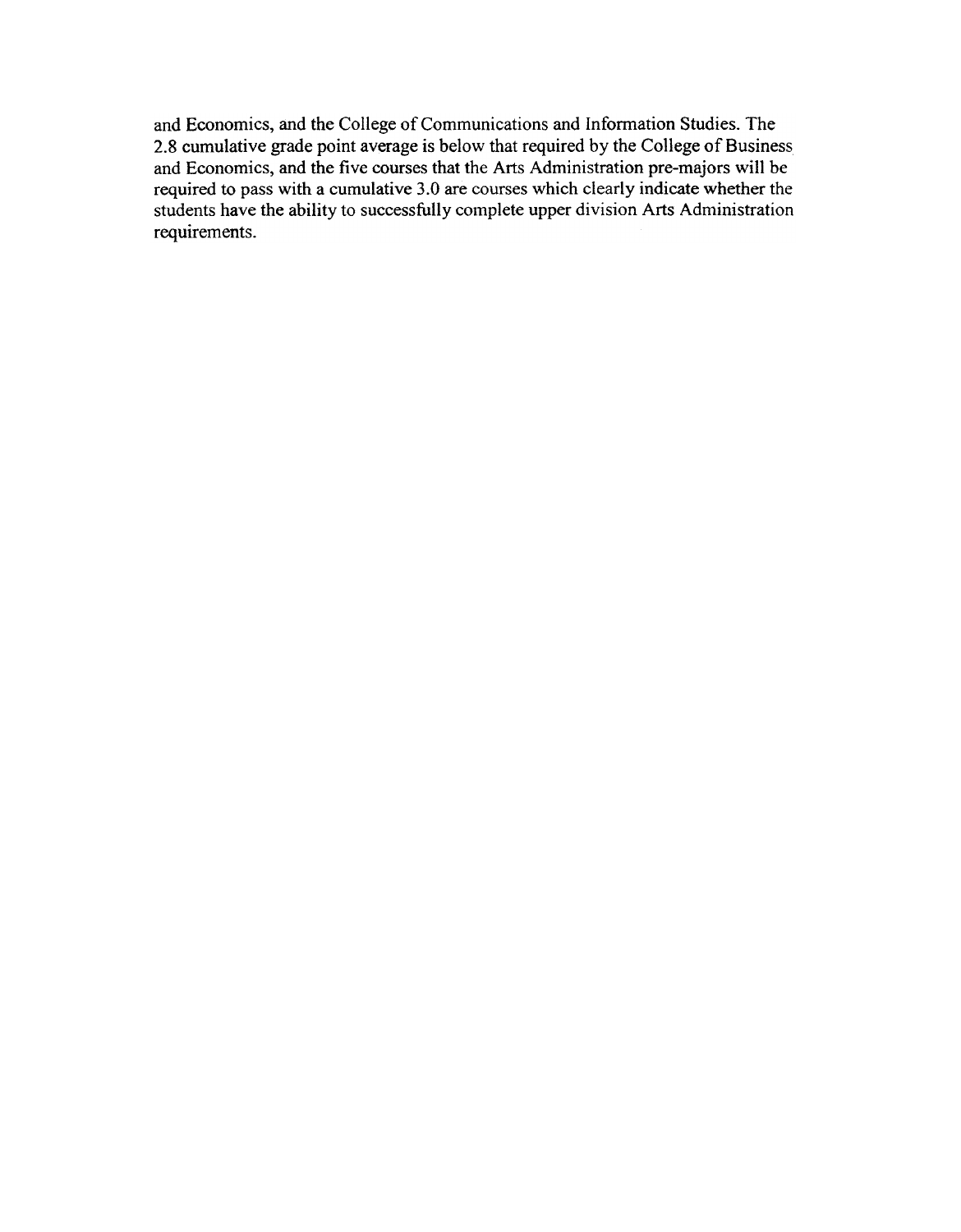and Economics, and the College of Communications and Information Studies. The 2.8 cumulative grade point average is below that required by the College of Business and Economics, and the five courses that the Arts Administration pre-majors will be required to pass with a cumulative 3.0 are courses which clearly indicate whether the students have the ability to successfully complete upper division Arts Administration requirements.